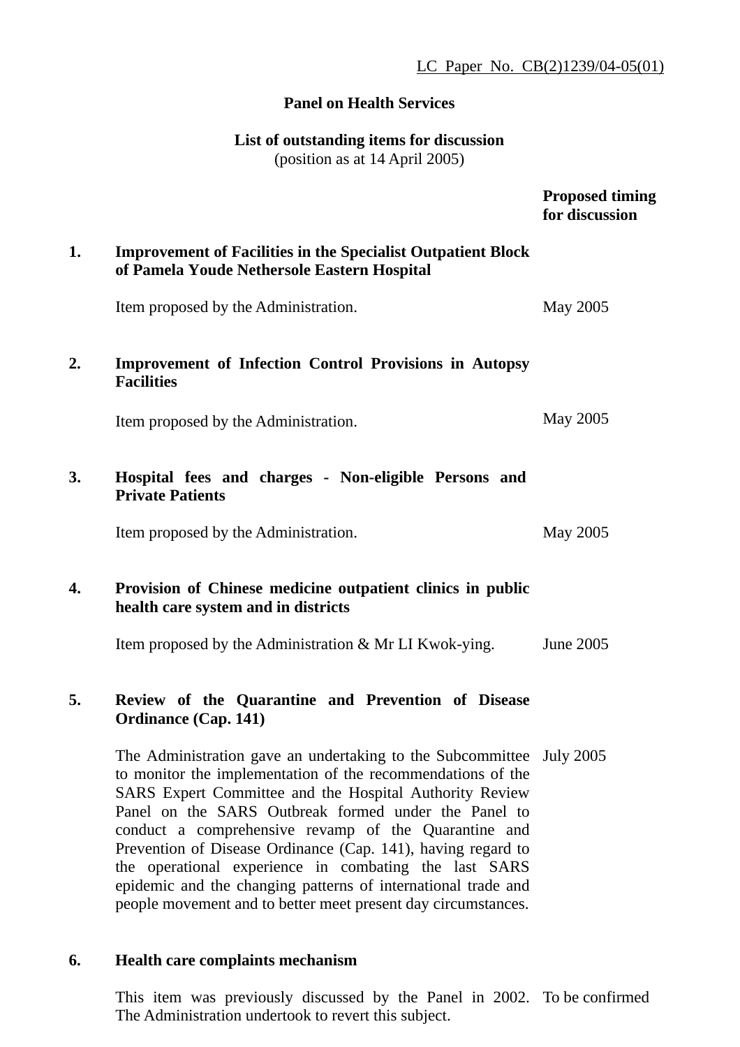LC Paper No. CB(2)1239/04-05(01)

**Panel on Health Services**

**List of outstanding items for discussion**
(position as at 14 April 2005)

| | | **Proposed timing for discussion** |
|---|---|---|
| **1.** | **Improvement of Facilities in the Specialist Outpatient Block of Pamela Youde Nethersole Eastern Hospital** | |
| | Item proposed by the Administration. | May 2005 |
| **2.** | **Improvement of Infection Control Provisions in Autopsy Facilities** | |
| | Item proposed by the Administration. | May 2005 |
| **3.** | **Hospital fees and charges - Non-eligible Persons and Private Patients** | |
| | Item proposed by the Administration. | May 2005 |
| **4.** | **Provision of Chinese medicine outpatient clinics in public health care system and in districts** | |
| | Item proposed by the Administration & Mr LI Kwok-ying. | June 2005 |
| **5.** | **Review of the Quarantine and Prevention of Disease Ordinance (Cap. 141)** | |
| | The Administration gave an undertaking to the Subcommittee to monitor the implementation of the recommendations of the SARS Expert Committee and the Hospital Authority Review Panel on the SARS Outbreak formed under the Panel to conduct a comprehensive revamp of the Quarantine and Prevention of Disease Ordinance (Cap. 141), having regard to the operational experience in combating the last SARS epidemic and the changing patterns of international trade and people movement and to better meet present day circumstances. | July 2005 |
| **6.** | **Health care complaints mechanism** | |
| | This item was previously discussed by the Panel in 2002. The Administration undertook to revert this subject. | To be confirmed |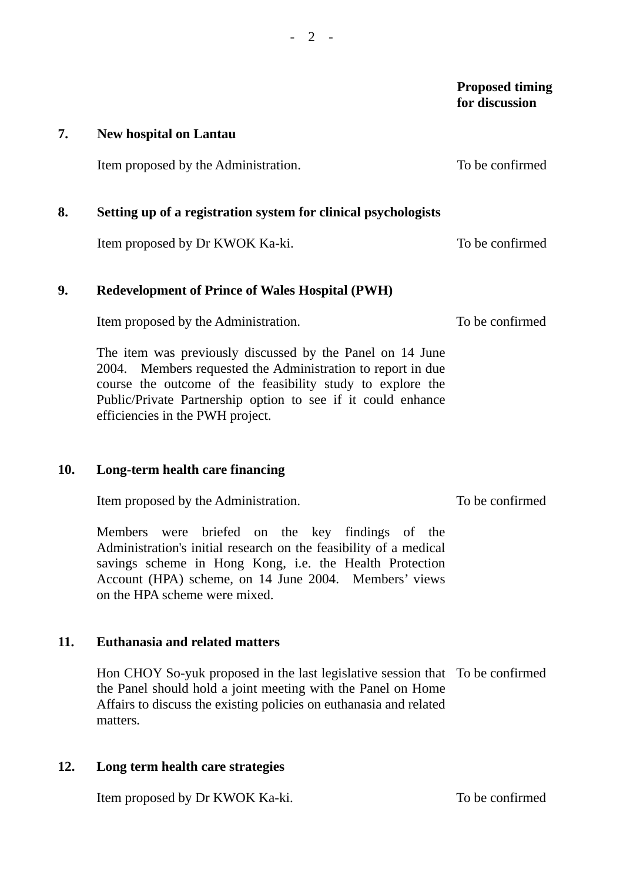**Proposed timing for discussion**

**7. New hospital on Lantau**

Item proposed by the Administration. — To be confirmed

**8. Setting up of a registration system for clinical psychologists**

Item proposed by Dr KWOK Ka-ki. — To be confirmed

**9. Redevelopment of Prince of Wales Hospital (PWH)**

Item proposed by the Administration. — To be confirmed

The item was previously discussed by the Panel on 14 June 2004. Members requested the Administration to report in due course the outcome of the feasibility study to explore the Public/Private Partnership option to see if it could enhance efficiencies in the PWH project.

**10. Long-term health care financing**

Item proposed by the Administration. — To be confirmed

Members were briefed on the key findings of the Administration's initial research on the feasibility of a medical savings scheme in Hong Kong, i.e. the Health Protection Account (HPA) scheme, on 14 June 2004. Members' views on the HPA scheme were mixed.

**11. Euthanasia and related matters**

Hon CHOY So-yuk proposed in the last legislative session that the Panel should hold a joint meeting with the Panel on Home Affairs to discuss the existing policies on euthanasia and related matters. — To be confirmed

**12. Long term health care strategies**

Item proposed by Dr KWOK Ka-ki. — To be confirmed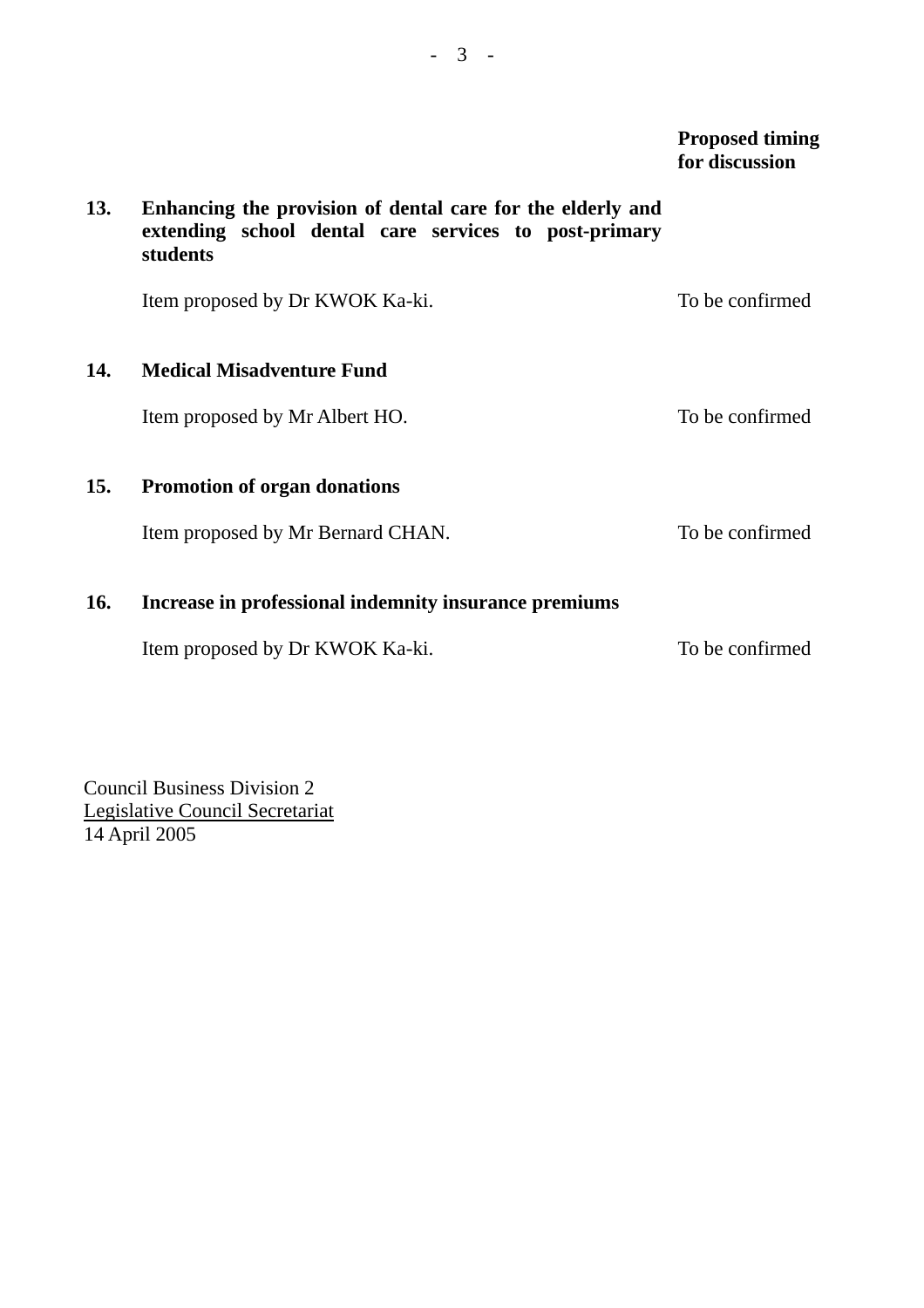| | | Proposed timing for discussion |
|---|---|---|
| **13.** | **Enhancing the provision of dental care for the elderly and extending school dental care services to post-primary students** | |
| | Item proposed by Dr KWOK Ka-ki. | To be confirmed |
| **14.** | **Medical Misadventure Fund** | |
| | Item proposed by Mr Albert HO. | To be confirmed |
| **15.** | **Promotion of organ donations** | |
| | Item proposed by Mr Bernard CHAN. | To be confirmed |
| **16.** | **Increase in professional indemnity insurance premiums** | |
| | Item proposed by Dr KWOK Ka-ki. | To be confirmed |

Council Business Division 2
Legislative Council Secretariat
14 April 2005